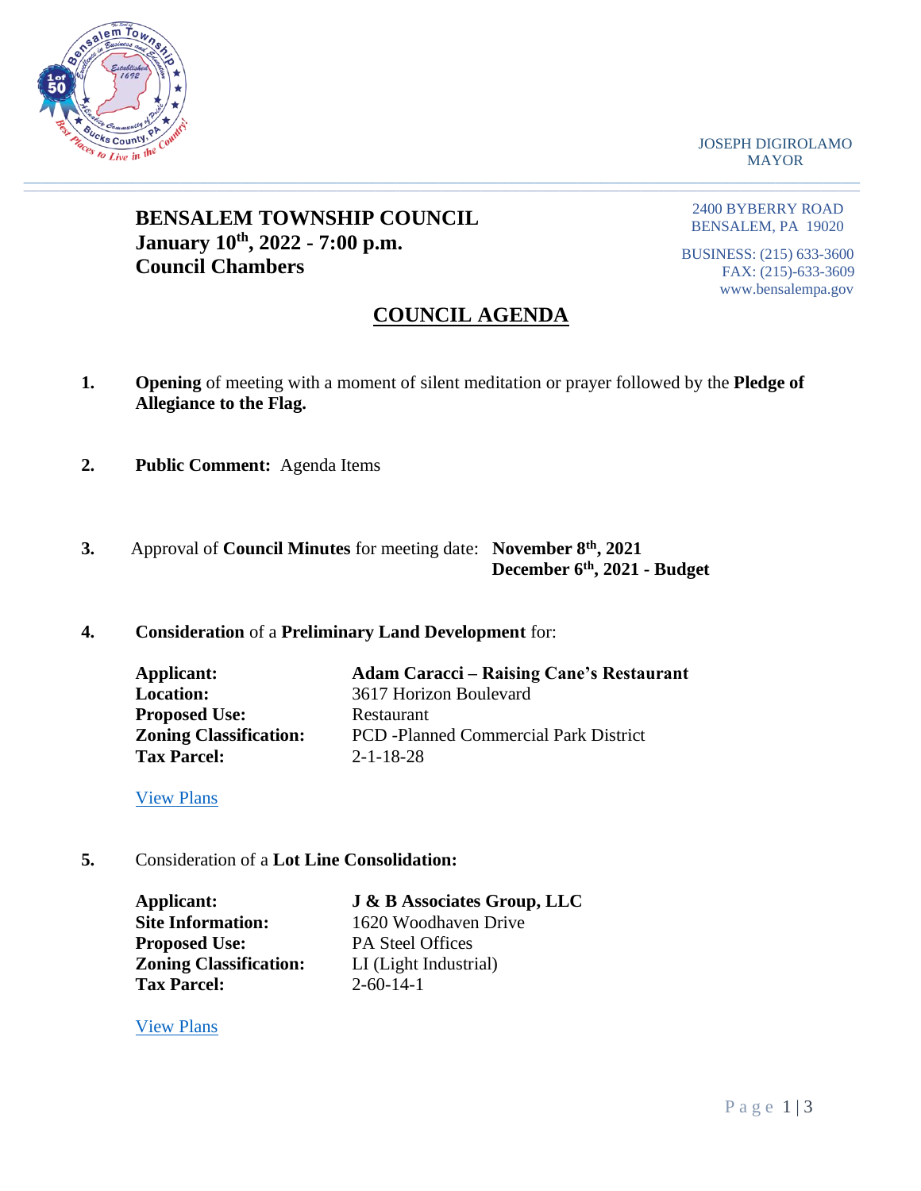JOSEPH DIGIROLAMO
MAYOR

2400 BYBERRY ROAD
BENSALEM, PA 19020

BUSINESS: (215) 633-3600
FAX: (215)-633-3609
www.bensalempa.gov

**BENSALEM TOWNSHIP COUNCIL**
**January 10th, 2022 - 7:00 p.m.**
**Council Chambers**

# COUNCIL AGENDA

1. **Opening** of meeting with a moment of silent meditation or prayer followed by the **Pledge of Allegiance to the Flag.**

2. **Public Comment:** Agenda Items

3. Approval of **Council Minutes** for meeting date: **November 8th, 2021**
   **December 6th, 2021 - Budget**

4. **Consideration** of a **Preliminary Land Development** for:

   **Applicant:** **Adam Caracci – Raising Cane's Restaurant**
   **Location:** 3617 Horizon Boulevard
   **Proposed Use:** Restaurant
   **Zoning Classification:** PCD -Planned Commercial Park District
   **Tax Parcel:** 2-1-18-28

   View Plans

5. Consideration of a **Lot Line Consolidation:**

   **Applicant:** **J & B Associates Group, LLC**
   **Site Information:** 1620 Woodhaven Drive
   **Proposed Use:** PA Steel Offices
   **Zoning Classification:** LI (Light Industrial)
   **Tax Parcel:** 2-60-14-1

   View Plans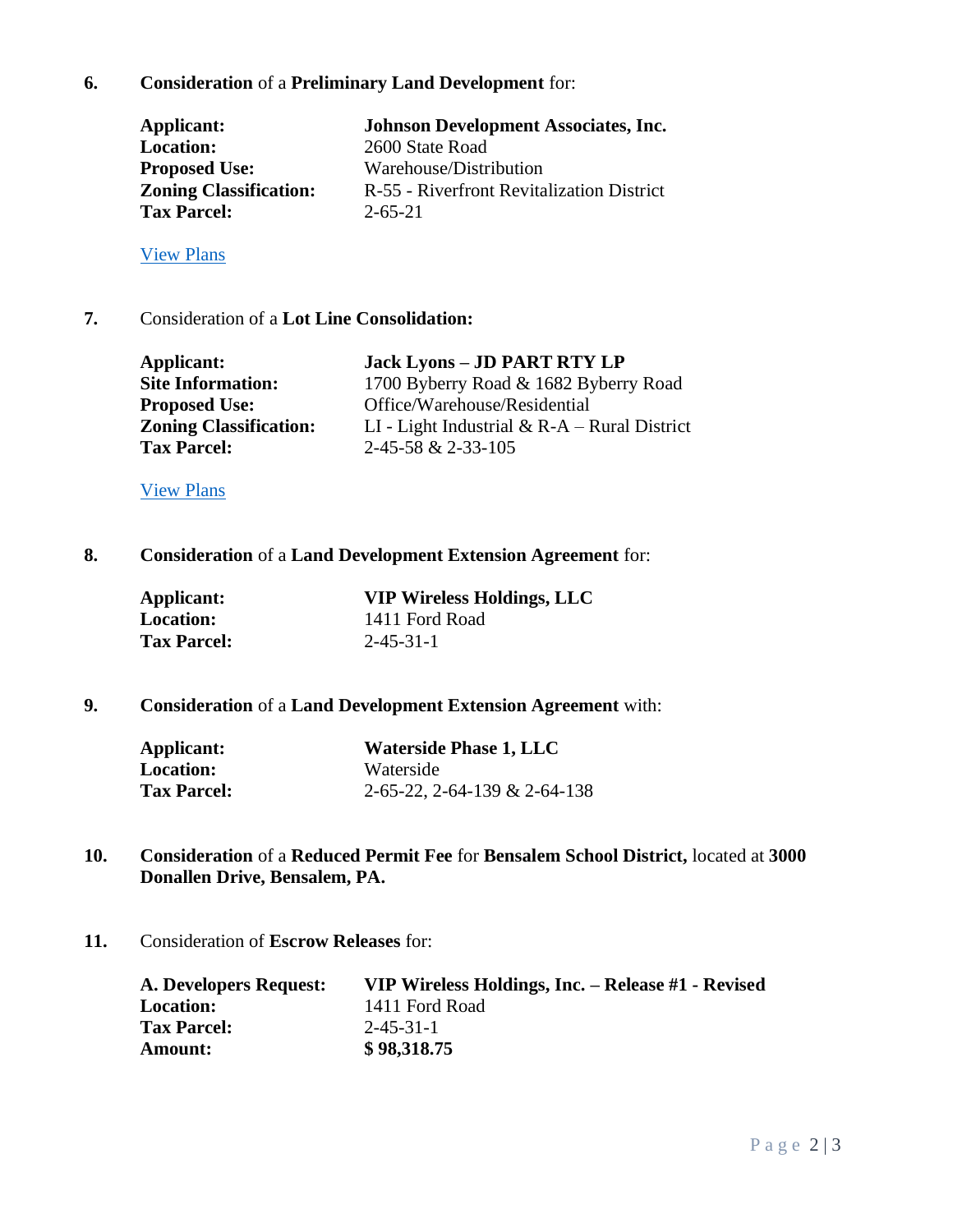**6.** **Consideration** of a **Preliminary Land Development** for:

| | |
|---|---|
| **Applicant:** | **Johnson Development Associates, Inc.** |
| **Location:** | 2600 State Road |
| **Proposed Use:** | Warehouse/Distribution |
| **Zoning Classification:** | R-55 - Riverfront Revitalization District |
| **Tax Parcel:** | 2-65-21 |

View Plans

**7.** Consideration of a **Lot Line Consolidation:**

| | |
|---|---|
| **Applicant:** | **Jack Lyons – JD PART RTY LP** |
| **Site Information:** | 1700 Byberry Road & 1682 Byberry Road |
| **Proposed Use:** | Office/Warehouse/Residential |
| **Zoning Classification:** | LI - Light Industrial & R-A – Rural District |
| **Tax Parcel:** | 2-45-58 & 2-33-105 |

View Plans

**8.** **Consideration** of a **Land Development Extension Agreement** for:

| | |
|---|---|
| **Applicant:** | **VIP Wireless Holdings, LLC** |
| **Location:** | 1411 Ford Road |
| **Tax Parcel:** | 2-45-31-1 |

**9.** **Consideration** of a **Land Development Extension Agreement** with:

| | |
|---|---|
| **Applicant:** | **Waterside Phase 1, LLC** |
| **Location:** | Waterside |
| **Tax Parcel:** | 2-65-22, 2-64-139 & 2-64-138 |

**10.** **Consideration** of a **Reduced Permit Fee** for **Bensalem School District,** located at **3000 Donallen Drive, Bensalem, PA.**

**11.** Consideration of **Escrow Releases** for:

| | |
|---|---|
| **A. Developers Request:** | **VIP Wireless Holdings, Inc. – Release #1 - Revised** |
| **Location:** | 1411 Ford Road |
| **Tax Parcel:** | 2-45-31-1 |
| **Amount:** | **$ 98,318.75** |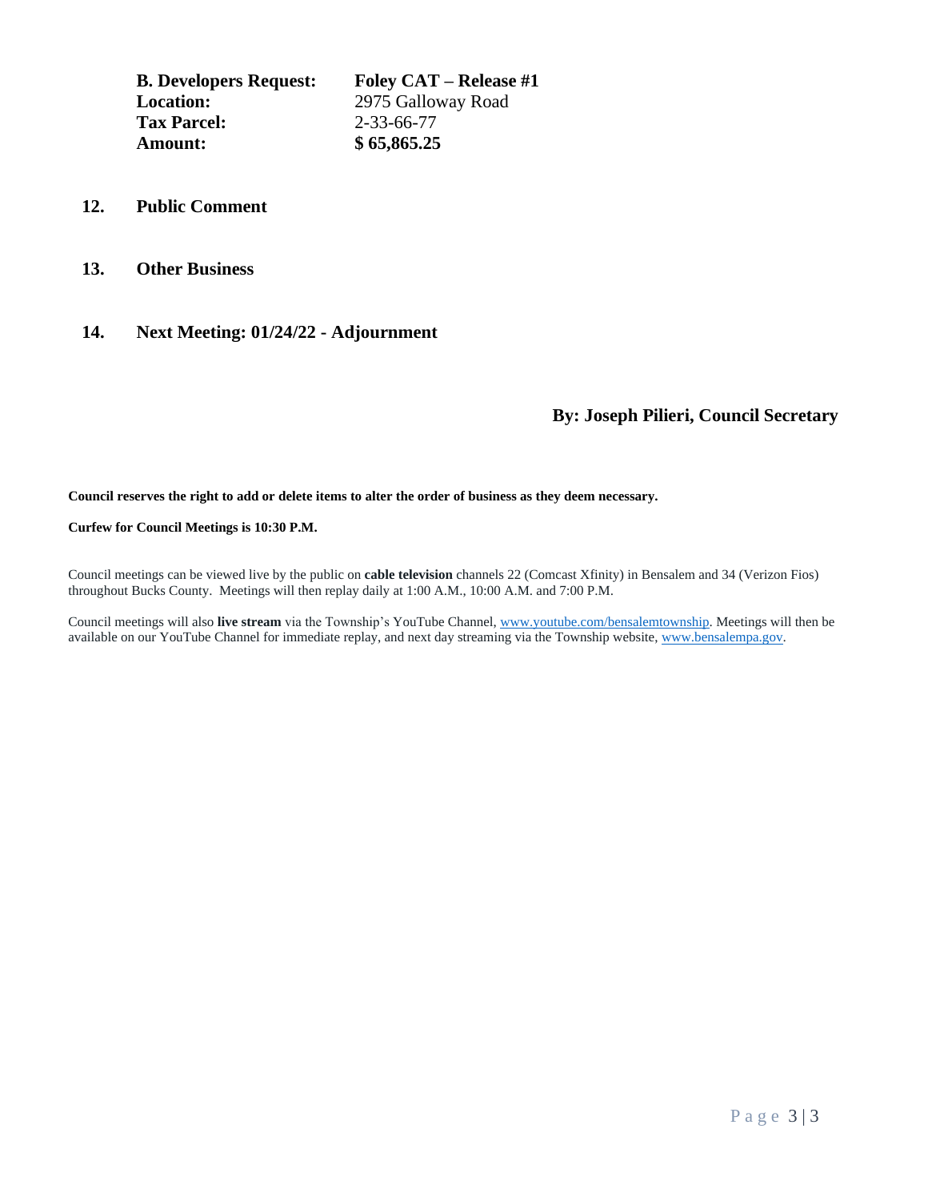| | |
|---|---|
| **B. Developers Request:** | **Foley CAT – Release #1** |
| **Location:** | 2975 Galloway Road |
| **Tax Parcel:** | 2-33-66-77 |
| **Amount:** | **$ 65,865.25** |

**12. Public Comment**

**13. Other Business**

**14. Next Meeting: 01/24/22 - Adjournment**

**By: Joseph Pilieri, Council Secretary**

**Council reserves the right to add or delete items to alter the order of business as they deem necessary.**

**Curfew for Council Meetings is 10:30 P.M.**

Council meetings can be viewed live by the public on **cable television** channels 22 (Comcast Xfinity) in Bensalem and 34 (Verizon Fios) throughout Bucks County. Meetings will then replay daily at 1:00 A.M., 10:00 A.M. and 7:00 P.M.

Council meetings will also **live stream** via the Township's YouTube Channel, www.youtube.com/bensalemtownship. Meetings will then be available on our YouTube Channel for immediate replay, and next day streaming via the Township website, www.bensalempa.gov.